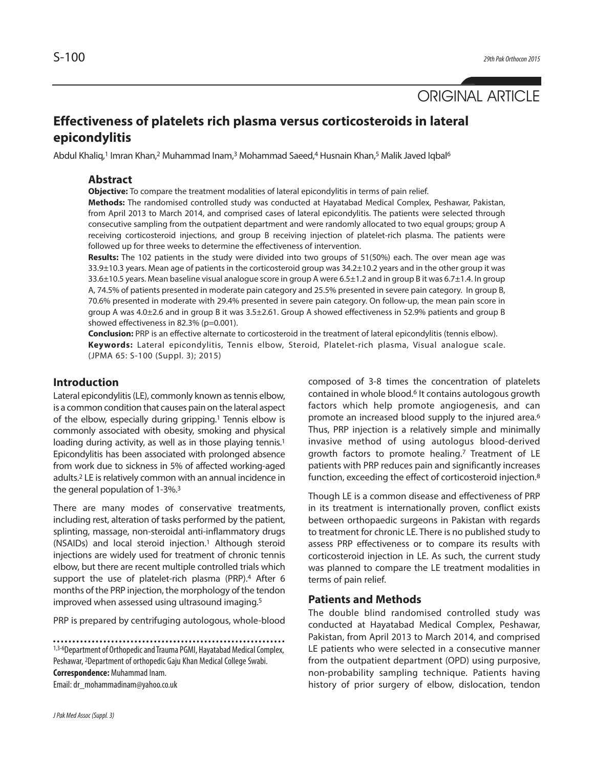ORIGINAL ARTICLE

# Effectiveness of platelets rich plasma versus corticosteroids in lateral epicondylitis

Abdul Khaliq,[1] Imran Khan,[2] Muhammad Inam,[3] Mohammad Saeed,[4] Husnain Khan,[5] Malik Javed Iqbal[6]

## Abstract

**Objective:** To compare the treatment modalities of lateral epicondylitis in terms of pain relief.

**Methods:** The randomised controlled study was conducted at Hayatabad Medical Complex, Peshawar, Pakistan, from April 2013 to March 2014, and comprised cases of lateral epicondylitis. The patients were selected through consecutive sampling from the outpatient department and were randomly allocated to two equal groups; group A receiving corticosteroid injections, and group B receiving injection of platelet-rich plasma. The patients were followed up for three weeks to determine the effectiveness of intervention.

**Results:** The 102 patients in the study were divided into two groups of 51(50%) each. The over mean age was 33.9±10.3 years. Mean age of patients in the corticosteroid group was 34.2±10.2 years and in the other group it was 33.6±10.5 years. Mean baseline visual analogue score in group A were 6.5±1.2 and in group B it was 6.7±1.4. In group A, 74.5% of patients presented in moderate pain category and 25.5% presented in severe pain category. In group B, 70.6% presented in moderate with 29.4% presented in severe pain category. On follow-up, the mean pain score in group A was 4.0±2.6 and in group B it was 3.5±2.61. Group A showed effectiveness in 52.9% patients and group B showed effectiveness in 82.3% ($p=0.001$).

**Conclusion:** PRP is an effective alternate to corticosteroid in the treatment of lateral epicondylitis (tennis elbow).

**Keywords:** Lateral epicondylitis, Tennis elbow, Steroid, Platelet-rich plasma, Visual analogue scale.

(JPMA 65: S-100 (Suppl. 3); 2015)

## Introduction

Lateral epicondylitis (LE), commonly known as tennis elbow, is a common condition that causes pain on the lateral aspect of the elbow, especially during gripping.[1] Tennis elbow is commonly associated with obesity, smoking and physical loading during activity, as well as in those playing tennis.[1] Epicondylitis has been associated with prolonged absence from work due to sickness in 5% of affected working-aged adults.[2] LE is relatively common with an annual incidence in the general population of 1-3%.[3]

There are many modes of conservative treatments, including rest, alteration of tasks performed by the patient, splinting, massage, non-steroidal anti-inflammatory drugs (NSAIDs) and local steroid injection.[1] Although steroid injections are widely used for treatment of chronic tennis elbow, but there are recent multiple controlled trials which support the use of platelet-rich plasma (PRP).[4] After 6 months of the PRP injection, the morphology of the tendon improved when assessed using ultrasound imaging.[5]

PRP is prepared by centrifuging autologous, whole-blood composed of 3-8 times the concentration of platelets contained in whole blood.[6] It contains autologous growth factors which help promote angiogenesis, and can promote an increased blood supply to the injured area.[6] Thus, PRP injection is a relatively simple and minimally invasive method of using autologus blood-derived growth factors to promote healing.[7] Treatment of LE patients with PRP reduces pain and significantly increases function, exceeding the effect of corticosteroid injection.[8]

Though LE is a common disease and effectiveness of PRP in its treatment is internationally proven, conflict exists between orthopaedic surgeons in Pakistan with regards to treatment for chronic LE. There is no published study to assess PRP effectiveness or to compare its results with corticosteroid injection in LE. As such, the current study was planned to compare the LE treatment modalities in terms of pain relief.

## Patients and Methods

The double blind randomised controlled study was conducted at Hayatabad Medical Complex, Peshawar, Pakistan, from April 2013 to March 2014, and comprised LE patients who were selected in a consecutive manner from the outpatient department (OPD) using purposive, non-probability sampling technique. Patients having history of prior surgery of elbow, dislocation, tendon

[1,3-6]Department of Orthopedic and Trauma PGMI, Hayatabad Medical Complex, Peshawar, [2]Department of orthopedic Gaju Khan Medical College Swabi.

**Correspondence:** Muhammad Inam. Email: dr_mohammadinam@yahoo.co.uk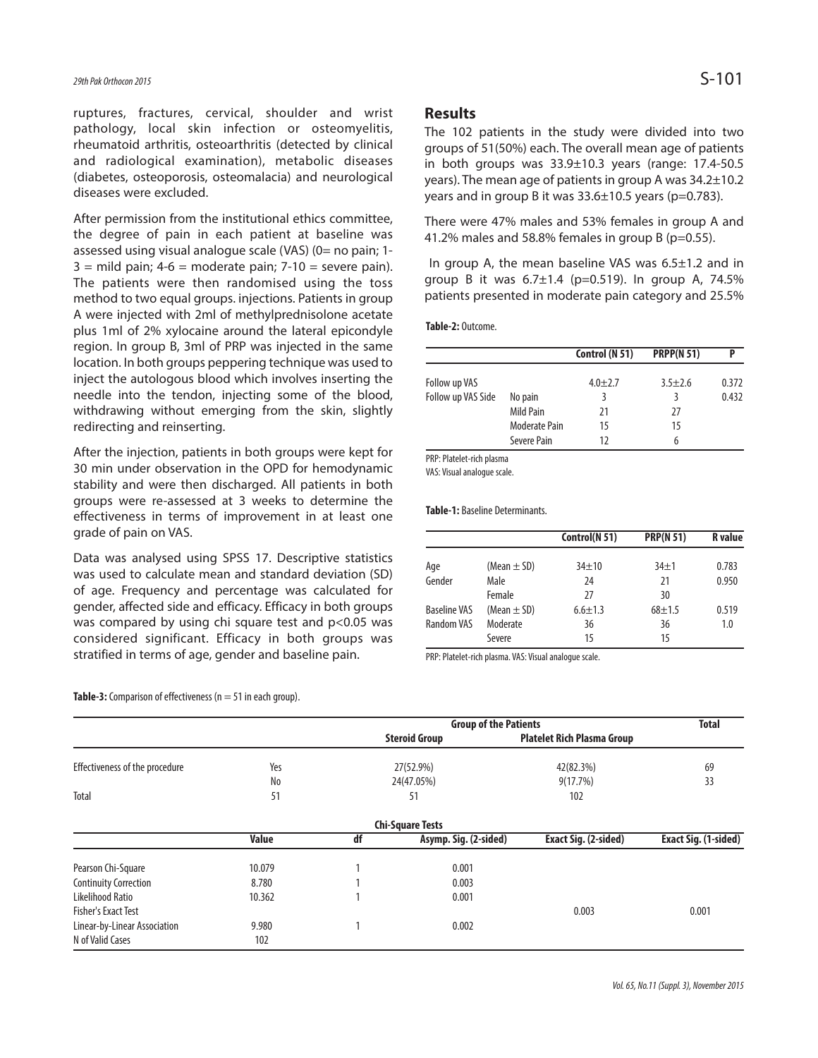ruptures, fractures, cervical, shoulder and wrist pathology, local skin infection or osteomyelitis, rheumatoid arthritis, osteoarthritis (detected by clinical and radiological examination), metabolic diseases (diabetes, osteoporosis, osteomalacia) and neurological diseases were excluded.

After permission from the institutional ethics committee, the degree of pain in each patient at baseline was assessed using visual analogue scale (VAS) (0= no pain; 1-3 = mild pain; 4-6 = moderate pain; 7-10 = severe pain). The patients were then randomised using the toss method to two equal groups. injections. Patients in group A were injected with 2ml of methylprednisolone acetate plus 1ml of 2% xylocaine around the lateral epicondyle region. In group B, 3ml of PRP was injected in the same location. In both groups peppering technique was used to inject the autologous blood which involves inserting the needle into the tendon, injecting some of the blood, withdrawing without emerging from the skin, slightly redirecting and reinserting.

After the injection, patients in both groups were kept for 30 min under observation in the OPD for hemodynamic stability and were then discharged. All patients in both groups were re-assessed at 3 weeks to determine the effectiveness in terms of improvement in at least one grade of pain on VAS.

Data was analysed using SPSS 17. Descriptive statistics was used to calculate mean and standard deviation (SD) of age. Frequency and percentage was calculated for gender, affected side and efficacy. Efficacy in both groups was compared by using chi square test and $p<0.05$ was considered significant. Efficacy in both groups was stratified in terms of age, gender and baseline pain.

## Results

The 102 patients in the study were divided into two groups of 51(50%) each. The overall mean age of patients in both groups was 33.9±10.3 years (range: 17.4-50.5 years). The mean age of patients in group A was 34.2±10.2 years and in group B it was 33.6±10.5 years (p=0.783).

There were 47% males and 53% females in group A and 41.2% males and 58.8% females in group B (p=0.55).

In group A, the mean baseline VAS was 6.5±1.2 and in group B it was 6.7±1.4 (p=0.519). In group A, 74.5% patients presented in moderate pain category and 25.5%

**Table-2:** Outcome.

| | | Control (N 51) | PRPP(N 51) | P |
|---|---|---|---|---|
| Follow up VAS | | 4.0±2.7 | 3.5±2.6 | 0.372 |
| Follow up VAS Side | No pain | 3 | 3 | 0.432 |
| | Mild Pain | 21 | 27 | |
| | Moderate Pain | 15 | 15 | |
| | Severe Pain | 12 | 6 | |

PRP: Platelet-rich plasma
VAS: Visual analogue scale.

**Table-1:** Baseline Determinants.

| | | Control(N 51) | PRP(N 51) | R value |
|---|---|---|---|---|
| Age | (Mean ± SD) | 34±10 | 34±1 | 0.783 |
| Gender | Male | 24 | 21 | 0.950 |
| | Female | 27 | 30 | |
| Baseline VAS | (Mean ± SD) | 6.6±1.3 | 68±1.5 | 0.519 |
| Random VAS | Moderate | 36 | 36 | 1.0 |
| | Severe | 15 | 15 | |

PRP: Platelet-rich plasma. VAS: Visual analogue scale.

**Table-3:** Comparison of effectiveness (n = 51 in each group).

| | | Group of the Patients | | Total |
|---|---|---|---|---|
| | | Steroid Group | Platelet Rich Plasma Group | |
| Effectiveness of the procedure | Yes | 27(52.9%) | 42(82.3%) | 69 |
| | No | 24(47.05%) | 9(17.7%) | 33 |
| Total | 51 | 51 | 102 | |

**Chi-Square Tests**

| | Value | df | Asymp. Sig. (2-sided) | Exact Sig. (2-sided) | Exact Sig. (1-sided) |
|---|---|---|---|---|---|
| Pearson Chi-Square | 10.079 | 1 | 0.001 | | |
| Continuity Correction | 8.780 | 1 | 0.003 | | |
| Likelihood Ratio | 10.362 | 1 | 0.001 | | |
| Fisher's Exact Test | | | | 0.003 | 0.001 |
| Linear-by-Linear Association | 9.980 | 1 | 0.002 | | |
| N of Valid Cases | 102 | | | | |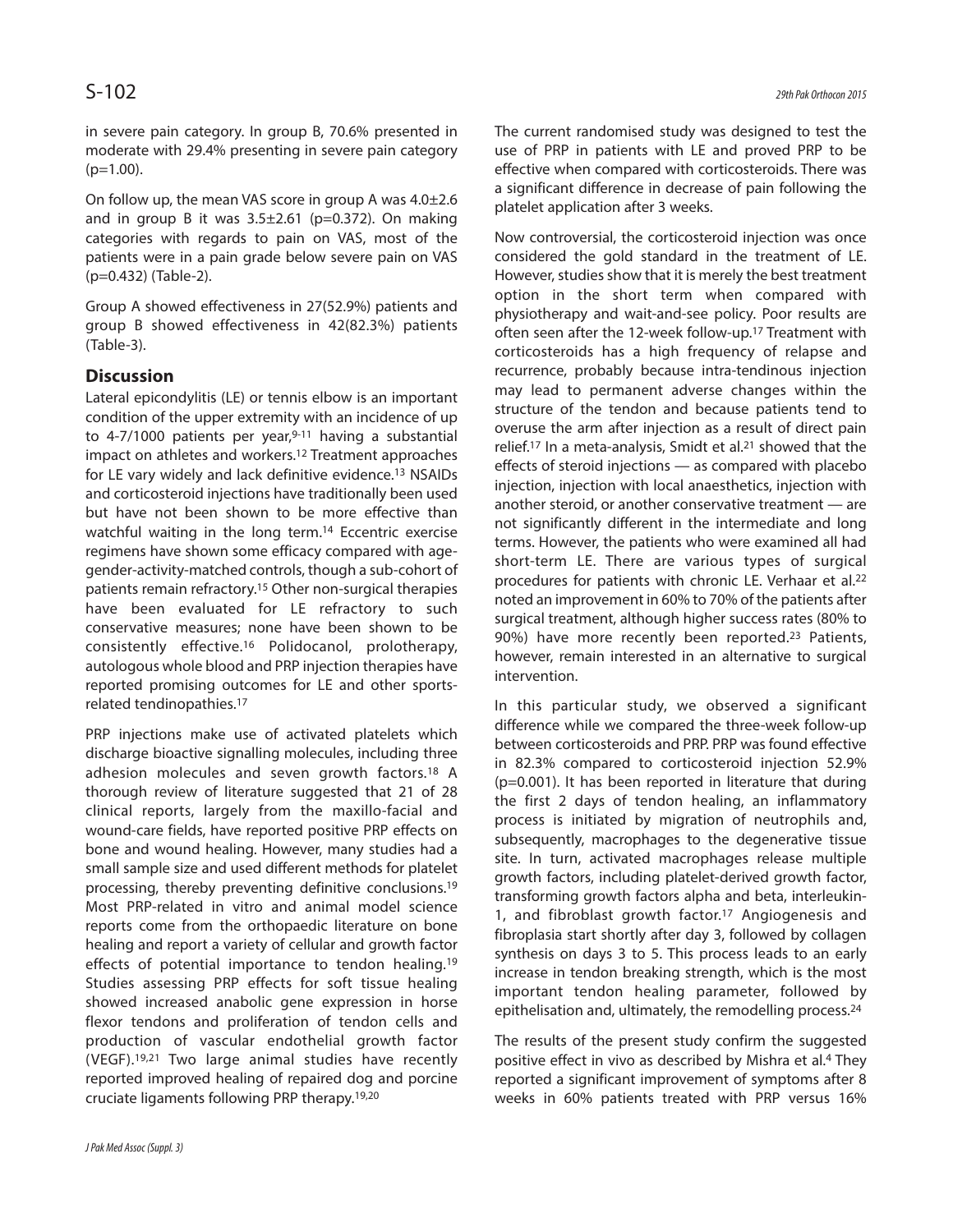in severe pain category. In group B, 70.6% presented in moderate with 29.4% presenting in severe pain category ($p=1.00$).

On follow up, the mean VAS score in group A was 4.0±2.6 and in group B it was 3.5±2.61 ($p=0.372$). On making categories with regards to pain on VAS, most of the patients were in a pain grade below severe pain on VAS ($p=0.432$) (Table-2).

Group A showed effectiveness in 27(52.9%) patients and group B showed effectiveness in 42(82.3%) patients (Table-3).

## Discussion

Lateral epicondylitis (LE) or tennis elbow is an important condition of the upper extremity with an incidence of up to 4-7/1000 patients per year,[9-11] having a substantial impact on athletes and workers.[12] Treatment approaches for LE vary widely and lack definitive evidence.[13] NSAIDs and corticosteroid injections have traditionally been used but have not been shown to be more effective than watchful waiting in the long term.[14] Eccentric exercise regimens have shown some efficacy compared with age-gender-activity-matched controls, though a sub-cohort of patients remain refractory.[15] Other non-surgical therapies have been evaluated for LE refractory to such conservative measures; none have been shown to be consistently effective.[16] Polidocanol, prolotherapy, autologous whole blood and PRP injection therapies have reported promising outcomes for LE and other sports-related tendinopathies.[17]

PRP injections make use of activated platelets which discharge bioactive signalling molecules, including three adhesion molecules and seven growth factors.[18] A thorough review of literature suggested that 21 of 28 clinical reports, largely from the maxillo-facial and wound-care fields, have reported positive PRP effects on bone and wound healing. However, many studies had a small sample size and used different methods for platelet processing, thereby preventing definitive conclusions.[19] Most PRP-related in vitro and animal model science reports come from the orthopaedic literature on bone healing and report a variety of cellular and growth factor effects of potential importance to tendon healing.[19] Studies assessing PRP effects for soft tissue healing showed increased anabolic gene expression in horse flexor tendons and proliferation of tendon cells and production of vascular endothelial growth factor (VEGF).[19,21] Two large animal studies have recently reported improved healing of repaired dog and porcine cruciate ligaments following PRP therapy.[19,20]

The current randomised study was designed to test the use of PRP in patients with LE and proved PRP to be effective when compared with corticosteroids. There was a significant difference in decrease of pain following the platelet application after 3 weeks.

Now controversial, the corticosteroid injection was once considered the gold standard in the treatment of LE. However, studies show that it is merely the best treatment option in the short term when compared with physiotherapy and wait-and-see policy. Poor results are often seen after the 12-week follow-up.[17] Treatment with corticosteroids has a high frequency of relapse and recurrence, probably because intra-tendinous injection may lead to permanent adverse changes within the structure of the tendon and because patients tend to overuse the arm after injection as a result of direct pain relief.[17] In a meta-analysis, Smidt et al.[21] showed that the effects of steroid injections — as compared with placebo injection, injection with local anaesthetics, injection with another steroid, or another conservative treatment — are not significantly different in the intermediate and long terms. However, the patients who were examined all had short-term LE. There are various types of surgical procedures for patients with chronic LE. Verhaar et al.[22] noted an improvement in 60% to 70% of the patients after surgical treatment, although higher success rates (80% to 90%) have more recently been reported.[23] Patients, however, remain interested in an alternative to surgical intervention.

In this particular study, we observed a significant difference while we compared the three-week follow-up between corticosteroids and PRP. PRP was found effective in 82.3% compared to corticosteroid injection 52.9% ($p=0.001$). It has been reported in literature that during the first 2 days of tendon healing, an inflammatory process is initiated by migration of neutrophils and, subsequently, macrophages to the degenerative tissue site. In turn, activated macrophages release multiple growth factors, including platelet-derived growth factor, transforming growth factors alpha and beta, interleukin-1, and fibroblast growth factor.[17] Angiogenesis and fibroplasia start shortly after day 3, followed by collagen synthesis on days 3 to 5. This process leads to an early increase in tendon breaking strength, which is the most important tendon healing parameter, followed by epithelisation and, ultimately, the remodelling process.[24]

The results of the present study confirm the suggested positive effect in vivo as described by Mishra et al.[4] They reported a significant improvement of symptoms after 8 weeks in 60% patients treated with PRP versus 16%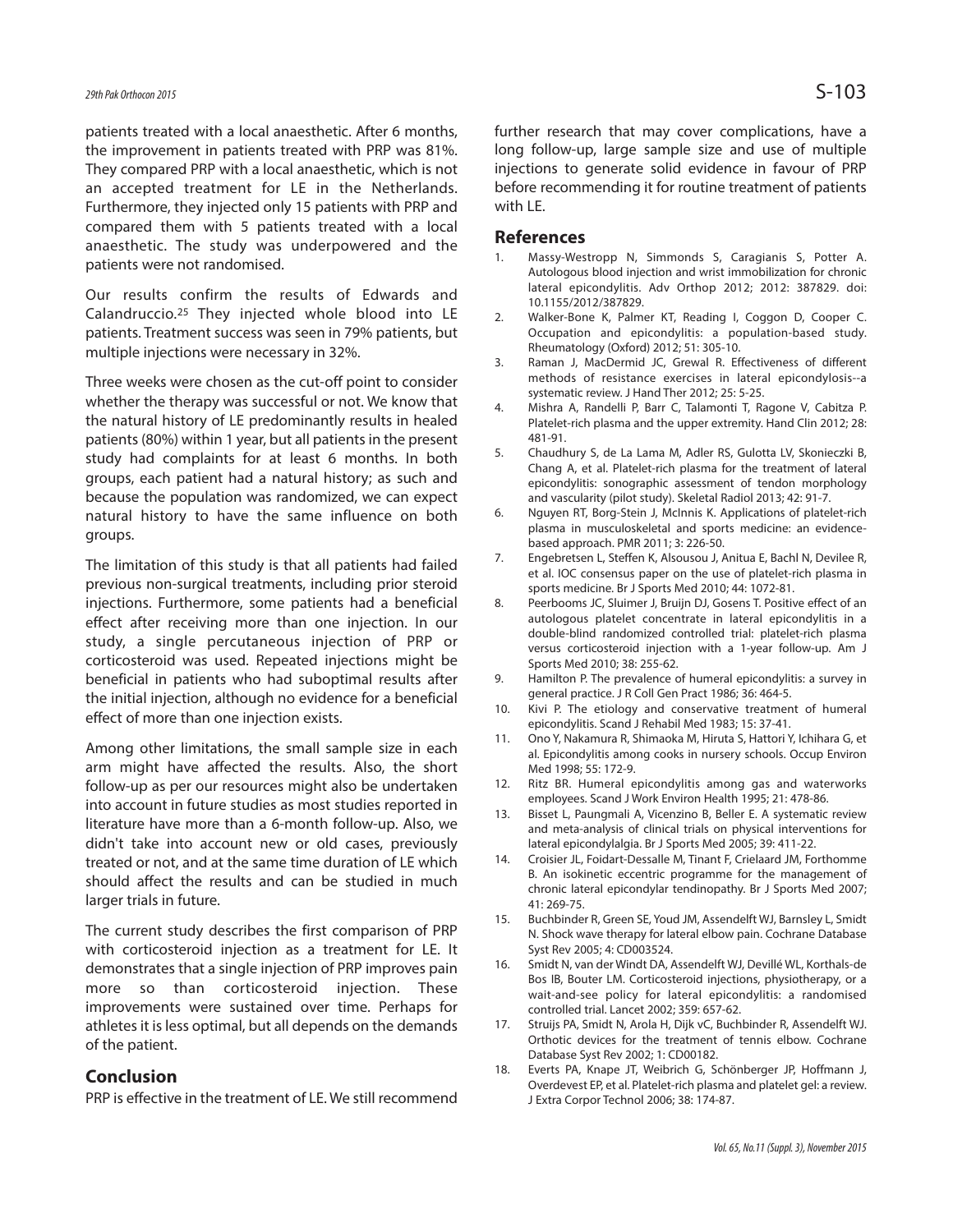patients treated with a local anaesthetic. After 6 months, the improvement in patients treated with PRP was 81%. They compared PRP with a local anaesthetic, which is not an accepted treatment for LE in the Netherlands. Furthermore, they injected only 15 patients with PRP and compared them with 5 patients treated with a local anaesthetic. The study was underpowered and the patients were not randomised.

Our results confirm the results of Edwards and Calandruccio.[25] They injected whole blood into LE patients. Treatment success was seen in 79% patients, but multiple injections were necessary in 32%.

Three weeks were chosen as the cut-off point to consider whether the therapy was successful or not. We know that the natural history of LE predominantly results in healed patients (80%) within 1 year, but all patients in the present study had complaints for at least 6 months. In both groups, each patient had a natural history; as such and because the population was randomized, we can expect natural history to have the same influence on both groups.

The limitation of this study is that all patients had failed previous non-surgical treatments, including prior steroid injections. Furthermore, some patients had a beneficial effect after receiving more than one injection. In our study, a single percutaneous injection of PRP or corticosteroid was used. Repeated injections might be beneficial in patients who had suboptimal results after the initial injection, although no evidence for a beneficial effect of more than one injection exists.

Among other limitations, the small sample size in each arm might have affected the results. Also, the short follow-up as per our resources might also be undertaken into account in future studies as most studies reported in literature have more than a 6-month follow-up. Also, we didn't take into account new or old cases, previously treated or not, and at the same time duration of LE which should affect the results and can be studied in much larger trials in future.

The current study describes the first comparison of PRP with corticosteroid injection as a treatment for LE. It demonstrates that a single injection of PRP improves pain more so than corticosteroid injection. These improvements were sustained over time. Perhaps for athletes it is less optimal, but all depends on the demands of the patient.

## Conclusion

PRP is effective in the treatment of LE. We still recommend further research that may cover complications, have a long follow-up, large sample size and use of multiple injections to generate solid evidence in favour of PRP before recommending it for routine treatment of patients with LE.

## References

1. Massy-Westropp N, Simmonds S, Caragianis S, Potter A. Autologous blood injection and wrist immobilization for chronic lateral epicondylitis. Adv Orthop 2012; 2012: 387829. doi: 10.1155/2012/387829.
2. Walker-Bone K, Palmer KT, Reading I, Coggon D, Cooper C. Occupation and epicondylitis: a population-based study. Rheumatology (Oxford) 2012; 51: 305-10.
3. Raman J, MacDermid JC, Grewal R. Effectiveness of different methods of resistance exercises in lateral epicondylosis--a systematic review. J Hand Ther 2012; 25: 5-25.
4. Mishra A, Randelli P, Barr C, Talamonti T, Ragone V, Cabitza P. Platelet-rich plasma and the upper extremity. Hand Clin 2012; 28: 481-91.
5. Chaudhury S, de La Lama M, Adler RS, Gulotta LV, Skonieczki B, Chang A, et al. Platelet-rich plasma for the treatment of lateral epicondylitis: sonographic assessment of tendon morphology and vascularity (pilot study). Skeletal Radiol 2013; 42: 91-7.
6. Nguyen RT, Borg-Stein J, McInnis K. Applications of platelet-rich plasma in musculoskeletal and sports medicine: an evidence-based approach. PMR 2011; 3: 226-50.
7. Engebretsen L, Steffen K, Alsousou J, Anitua E, Bachl N, Devilee R, et al. IOC consensus paper on the use of platelet-rich plasma in sports medicine. Br J Sports Med 2010; 44: 1072-81.
8. Peerbooms JC, Sluimer J, Bruijn DJ, Gosens T. Positive effect of an autologous platelet concentrate in lateral epicondylitis in a double-blind randomized controlled trial: platelet-rich plasma versus corticosteroid injection with a 1-year follow-up. Am J Sports Med 2010; 38: 255-62.
9. Hamilton P. The prevalence of humeral epicondylitis: a survey in general practice. J R Coll Gen Pract 1986; 36: 464-5.
10. Kivi P. The etiology and conservative treatment of humeral epicondylitis. Scand J Rehabil Med 1983; 15: 37-41.
11. Ono Y, Nakamura R, Shimaoka M, Hiruta S, Hattori Y, Ichihara G, et al. Epicondylitis among cooks in nursery schools. Occup Environ Med 1998; 55: 172-9.
12. Ritz BR. Humeral epicondylitis among gas and waterworks employees. Scand J Work Environ Health 1995; 21: 478-86.
13. Bisset L, Paungmali A, Vicenzino B, Beller E. A systematic review and meta-analysis of clinical trials on physical interventions for lateral epicondylalgia. Br J Sports Med 2005; 39: 411-22.
14. Croisier JL, Foidart-Dessalle M, Tinant F, Crielaard JM, Forthomme B. An isokinetic eccentric programme for the management of chronic lateral epicondylar tendinopathy. Br J Sports Med 2007; 41: 269-75.
15. Buchbinder R, Green SE, Youd JM, Assendelft WJ, Barnsley L, Smidt N. Shock wave therapy for lateral elbow pain. Cochrane Database Syst Rev 2005; 4: CD003524.
16. Smidt N, van der Windt DA, Assendelft WJ, Devillé WL, Korthals-de Bos IB, Bouter LM. Corticosteroid injections, physiotherapy, or a wait-and-see policy for lateral epicondylitis: a randomised controlled trial. Lancet 2002; 359: 657-62.
17. Struijs PA, Smidt N, Arola H, Dijk vC, Buchbinder R, Assendelft WJ. Orthotic devices for the treatment of tennis elbow. Cochrane Database Syst Rev 2002; 1: CD00182.
18. Everts PA, Knape JT, Weibrich G, Schönberger JP, Hoffmann J, Overdevest EP, et al. Platelet-rich plasma and platelet gel: a review. J Extra Corpor Technol 2006; 38: 174-87.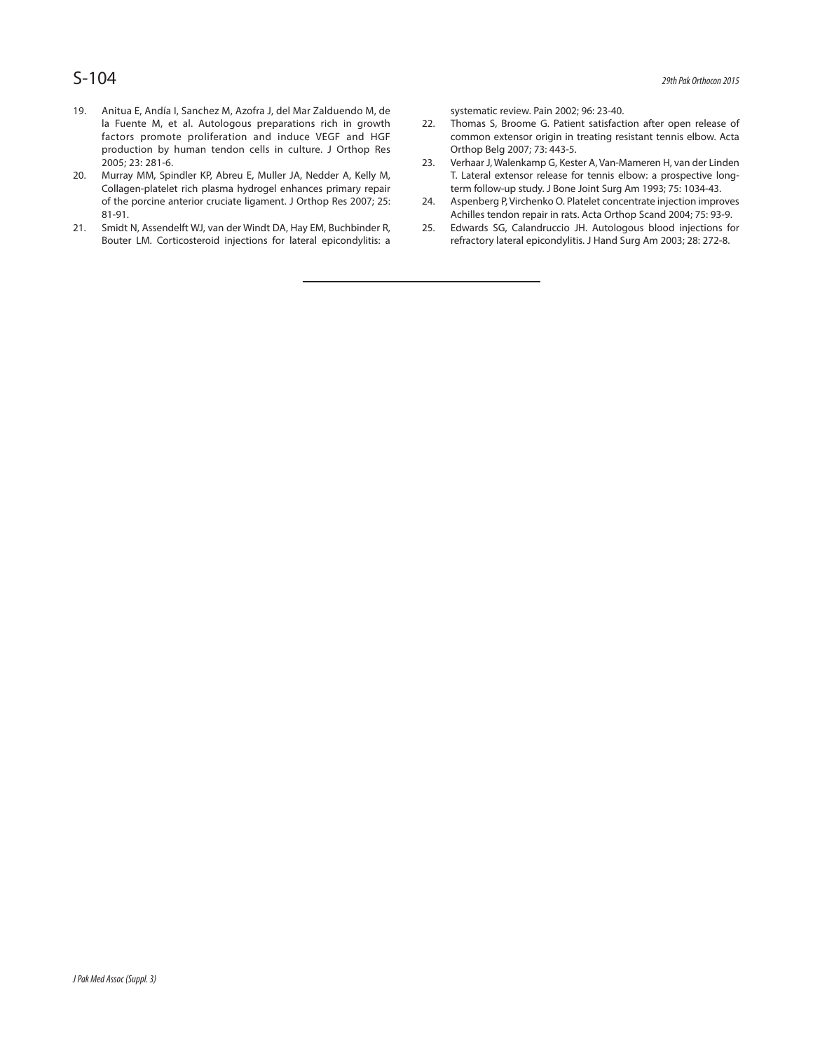19. Anitua E, Andía I, Sanchez M, Azofra J, del Mar Zalduendo M, de la Fuente M, et al. Autologous preparations rich in growth factors promote proliferation and induce VEGF and HGF production by human tendon cells in culture. J Orthop Res 2005; 23: 281-6.
20. Murray MM, Spindler KP, Abreu E, Muller JA, Nedder A, Kelly M, Collagen-platelet rich plasma hydrogel enhances primary repair of the porcine anterior cruciate ligament. J Orthop Res 2007; 25: 81-91.
21. Smidt N, Assendelft WJ, van der Windt DA, Hay EM, Buchbinder R, Bouter LM. Corticosteroid injections for lateral epicondylitis: a systematic review. Pain 2002; 96: 23-40.
22. Thomas S, Broome G. Patient satisfaction after open release of common extensor origin in treating resistant tennis elbow. Acta Orthop Belg 2007; 73: 443-5.
23. Verhaar J, Walenkamp G, Kester A, Van-Mameren H, van der Linden T. Lateral extensor release for tennis elbow: a prospective long-term follow-up study. J Bone Joint Surg Am 1993; 75: 1034-43.
24. Aspenberg P, Virchenko O. Platelet concentrate injection improves Achilles tendon repair in rats. Acta Orthop Scand 2004; 75: 93-9.
25. Edwards SG, Calandruccio JH. Autologous blood injections for refractory lateral epicondylitis. J Hand Surg Am 2003; 28: 272-8.